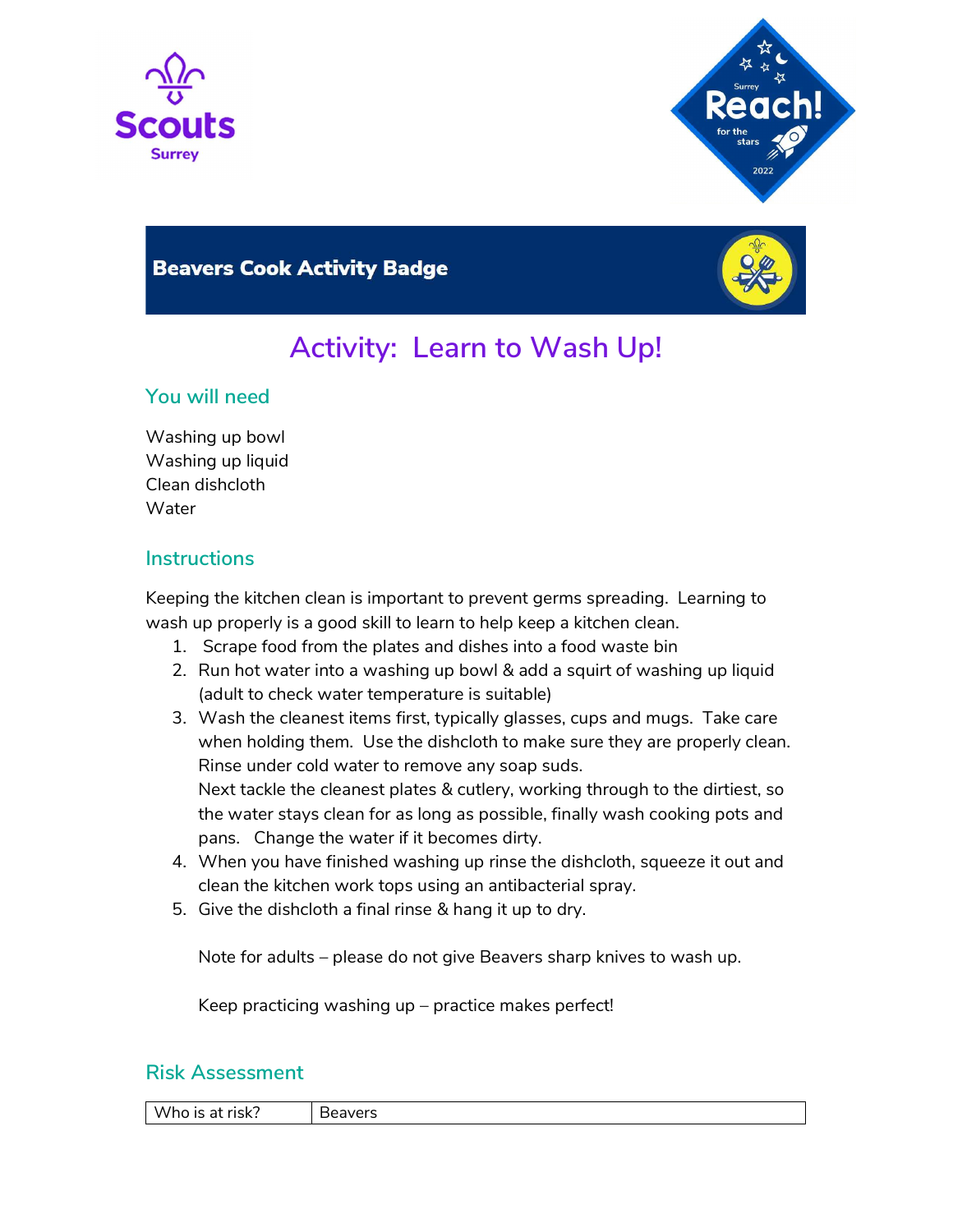Scouts Surrey

Surrey Reach! for the stars 2022

## Beavers Cook Activity Badge

# Activity: Learn to Wash Up!

### You will need

Washing up bowl
Washing up liquid
Clean dishcloth
Water

### Instructions

Keeping the kitchen clean is important to prevent germs spreading. Learning to wash up properly is a good skill to learn to help keep a kitchen clean.

1. Scrape food from the plates and dishes into a food waste bin
2. Run hot water into a washing up bowl & add a squirt of washing up liquid (adult to check water temperature is suitable)
3. Wash the cleanest items first, typically glasses, cups and mugs. Take care when holding them. Use the dishcloth to make sure they are properly clean. Rinse under cold water to remove any soap suds.
   Next tackle the cleanest plates & cutlery, working through to the dirtiest, so the water stays clean for as long as possible, finally wash cooking pots and pans. Change the water if it becomes dirty.
4. When you have finished washing up rinse the dishcloth, squeeze it out and clean the kitchen work tops using an antibacterial spray.
5. Give the dishcloth a final rinse & hang it up to dry.

   Note for adults – please do not give Beavers sharp knives to wash up.

   Keep practicing washing up – practice makes perfect!

### Risk Assessment

| Who is at risk? | Beavers |
|---|---|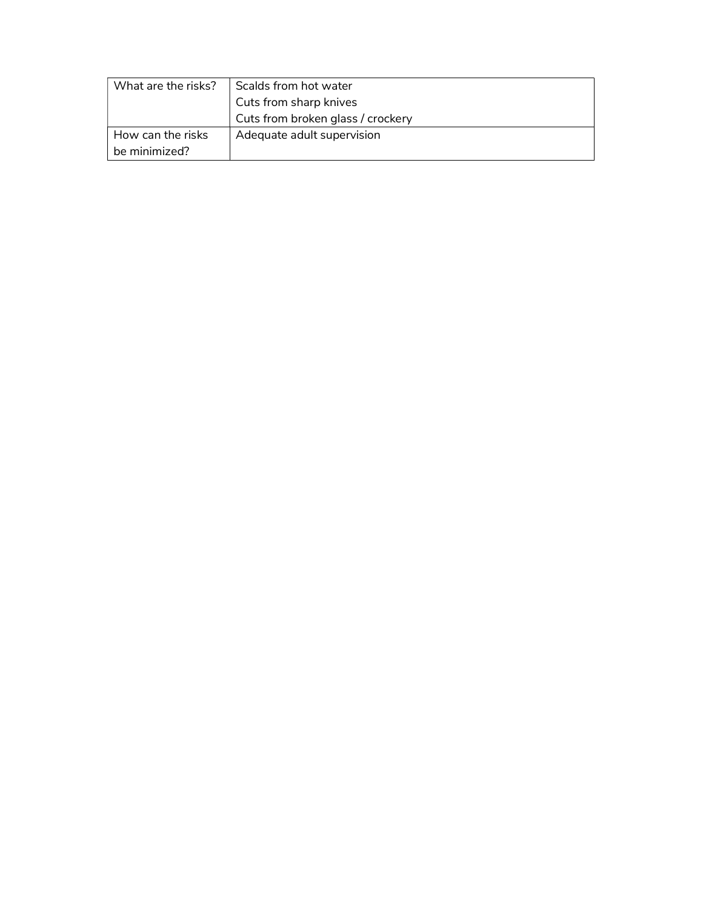| | |
|---|---|
| What are the risks? | Scalds from hot water<br>Cuts from sharp knives<br>Cuts from broken glass / crockery |
| How can the risks be minimized? | Adequate adult supervision |